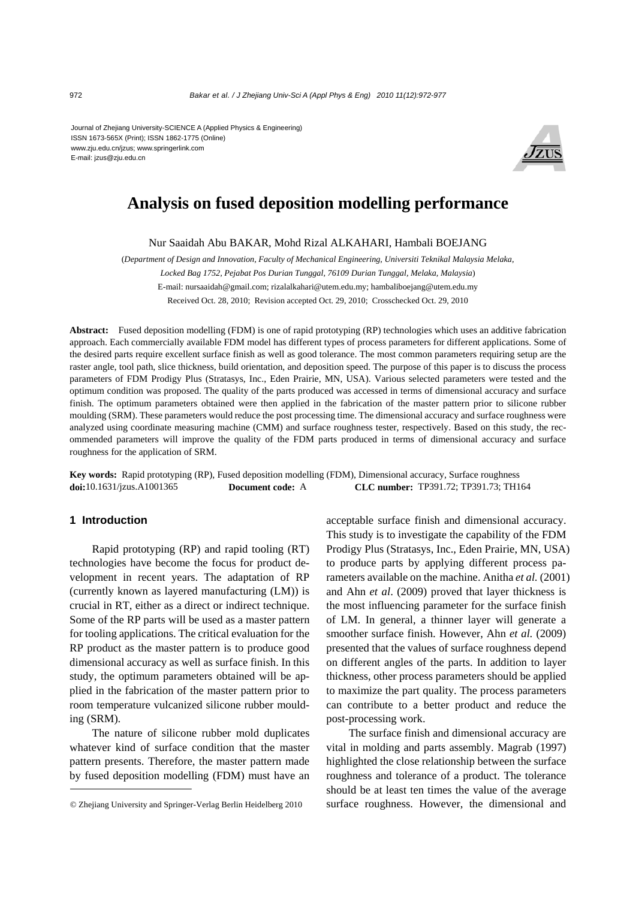Journal of Zhejiang University-SCIENCE A (Applied Physics & Engineering)
ISSN 1673-565X (Print); ISSN 1862-1775 (Online)
www.zju.edu.cn/jzus; www.springerlink.com
E-mail: jzus@zju.edu.cn

# Analysis on fused deposition modelling performance

Nur Saaidah Abu BAKAR, Mohd Rizal ALKAHARI, Hambali BOEJANG

(*Department of Design and Innovation, Faculty of Mechanical Engineering, Universiti Teknikal Malaysia Melaka, Locked Bag 1752, Pejabat Pos Durian Tunggal, 76109 Durian Tunggal, Melaka, Malaysia*)

E-mail: nursaaidah@gmail.com; rizalalkahari@utem.edu.my; hambaliboejang@utem.edu.my

Received Oct. 28, 2010; Revision accepted Oct. 29, 2010; Crosschecked Oct. 29, 2010

**Abstract:** Fused deposition modelling (FDM) is one of rapid prototyping (RP) technologies which uses an additive fabrication approach. Each commercially available FDM model has different types of process parameters for different applications. Some of the desired parts require excellent surface finish as well as good tolerance. The most common parameters requiring setup are the raster angle, tool path, slice thickness, build orientation, and deposition speed. The purpose of this paper is to discuss the process parameters of FDM Prodigy Plus (Stratasys, Inc., Eden Prairie, MN, USA). Various selected parameters were tested and the optimum condition was proposed. The quality of the parts produced was accessed in terms of dimensional accuracy and surface finish. The optimum parameters obtained were then applied in the fabrication of the master pattern prior to silicone rubber moulding (SRM). These parameters would reduce the post processing time. The dimensional accuracy and surface roughness were analyzed using coordinate measuring machine (CMM) and surface roughness tester, respectively. Based on this study, the recommended parameters will improve the quality of the FDM parts produced in terms of dimensional accuracy and surface roughness for the application of SRM.

**Key words:** Rapid prototyping (RP), Fused deposition modelling (FDM), Dimensional accuracy, Surface roughness
**doi:**10.1631/jzus.A1001365 **Document code:** A **CLC number:** TP391.72; TP391.73; TH164

## 1 Introduction

Rapid prototyping (RP) and rapid tooling (RT) technologies have become the focus for product development in recent years. The adaptation of RP (currently known as layered manufacturing (LM)) is crucial in RT, either as a direct or indirect technique. Some of the RP parts will be used as a master pattern for tooling applications. The critical evaluation for the RP product as the master pattern is to produce good dimensional accuracy as well as surface finish. In this study, the optimum parameters obtained will be applied in the fabrication of the master pattern prior to room temperature vulcanized silicone rubber moulding (SRM).

The nature of silicone rubber mold duplicates whatever kind of surface condition that the master pattern presents. Therefore, the master pattern made by fused deposition modelling (FDM) must have an acceptable surface finish and dimensional accuracy. This study is to investigate the capability of the FDM Prodigy Plus (Stratasys, Inc., Eden Prairie, MN, USA) to produce parts by applying different process parameters available on the machine. Anitha *et al.* (2001) and Ahn *et al*. (2009) proved that layer thickness is the most influencing parameter for the surface finish of LM. In general, a thinner layer will generate a smoother surface finish. However, Ahn *et al.* (2009) presented that the values of surface roughness depend on different angles of the parts. In addition to layer thickness, other process parameters should be applied to maximize the part quality. The process parameters can contribute to a better product and reduce the post-processing work.

The surface finish and dimensional accuracy are vital in molding and parts assembly. Magrab (1997) highlighted the close relationship between the surface roughness and tolerance of a product. The tolerance should be at least ten times the value of the average surface roughness. However, the dimensional and

© Zhejiang University and Springer-Verlag Berlin Heidelberg 2010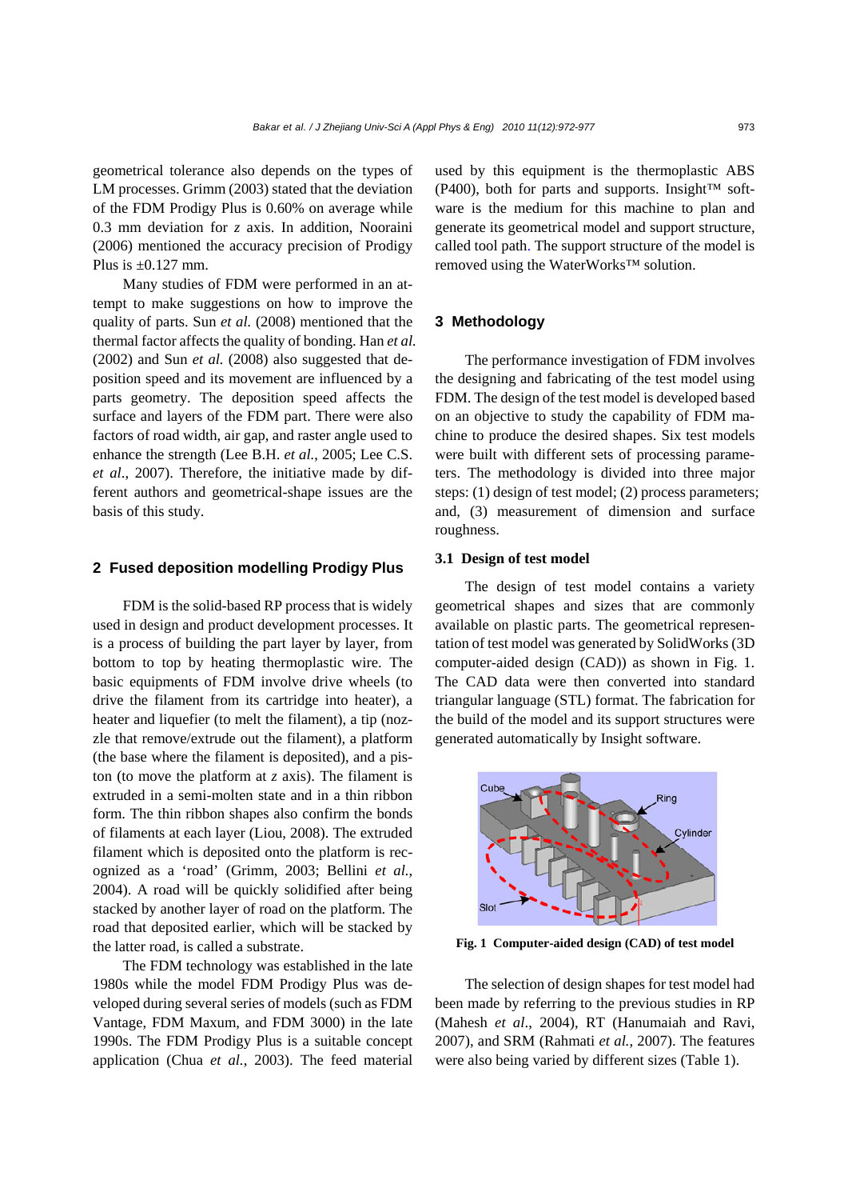geometrical tolerance also depends on the types of LM processes. Grimm (2003) stated that the deviation of the FDM Prodigy Plus is 0.60% on average while 0.3 mm deviation for *z* axis. In addition, Nooraini (2006) mentioned the accuracy precision of Prodigy Plus is ±0.127 mm.

Many studies of FDM were performed in an attempt to make suggestions on how to improve the quality of parts. Sun *et al.* (2008) mentioned that the thermal factor affects the quality of bonding. Han *et al.* (2002) and Sun *et al.* (2008) also suggested that deposition speed and its movement are influenced by a parts geometry. The deposition speed affects the surface and layers of the FDM part. There were also factors of road width, air gap, and raster angle used to enhance the strength (Lee B.H. *et al.*, 2005; Lee C.S. *et al*., 2007). Therefore, the initiative made by different authors and geometrical-shape issues are the basis of this study.

## 2 Fused deposition modelling Prodigy Plus

FDM is the solid-based RP process that is widely used in design and product development processes. It is a process of building the part layer by layer, from bottom to top by heating thermoplastic wire. The basic equipments of FDM involve drive wheels (to drive the filament from its cartridge into heater), a heater and liquefier (to melt the filament), a tip (nozzle that remove/extrude out the filament), a platform (the base where the filament is deposited), and a piston (to move the platform at *z* axis). The filament is extruded in a semi-molten state and in a thin ribbon form. The thin ribbon shapes also confirm the bonds of filaments at each layer (Liou, 2008). The extruded filament which is deposited onto the platform is recognized as a 'road' (Grimm, 2003; Bellini *et al.*, 2004). A road will be quickly solidified after being stacked by another layer of road on the platform. The road that deposited earlier, which will be stacked by the latter road, is called a substrate.

The FDM technology was established in the late 1980s while the model FDM Prodigy Plus was developed during several series of models (such as FDM Vantage, FDM Maxum, and FDM 3000) in the late 1990s. The FDM Prodigy Plus is a suitable concept application (Chua *et al.*, 2003). The feed material used by this equipment is the thermoplastic ABS (P400), both for parts and supports. Insight™ software is the medium for this machine to plan and generate its geometrical model and support structure, called tool path. The support structure of the model is removed using the WaterWorks™ solution.

## 3 Methodology

The performance investigation of FDM involves the designing and fabricating of the test model using FDM. The design of the test model is developed based on an objective to study the capability of FDM machine to produce the desired shapes. Six test models were built with different sets of processing parameters. The methodology is divided into three major steps: (1) design of test model; (2) process parameters; and, (3) measurement of dimension and surface roughness.

### 3.1 Design of test model

The design of test model contains a variety geometrical shapes and sizes that are commonly available on plastic parts. The geometrical representation of test model was generated by SolidWorks (3D computer-aided design (CAD)) as shown in Fig. 1. The CAD data were then converted into standard triangular language (STL) format. The fabrication for the build of the model and its support structures were generated automatically by Insight software.

**Fig. 1 Computer-aided design (CAD) of test model**

The selection of design shapes for test model had been made by referring to the previous studies in RP (Mahesh *et al*., 2004), RT (Hanumaiah and Ravi, 2007), and SRM (Rahmati *et al.*, 2007). The features were also being varied by different sizes (Table 1).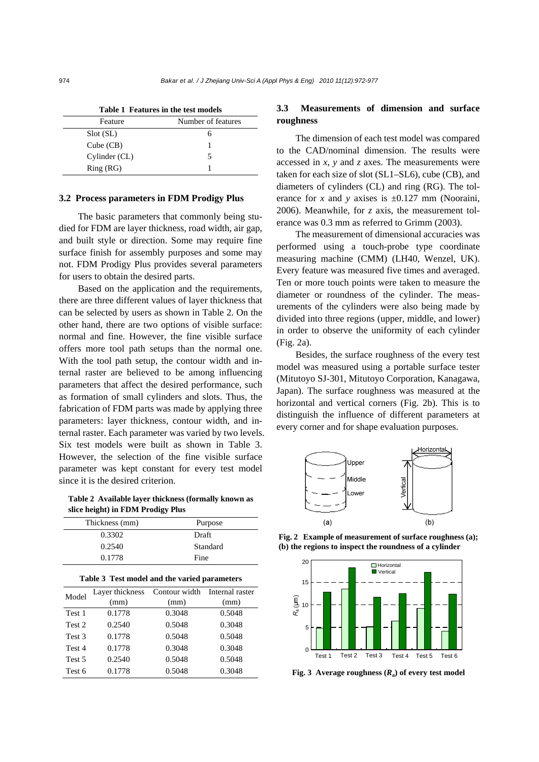**Table 1 Features in the test models**

| Feature | Number of features |
|---|---|
| Slot (SL) | 6 |
| Cube (CB) | 1 |
| Cylinder (CL) | 5 |
| Ring (RG) | 1 |

### 3.2 Process parameters in FDM Prodigy Plus

The basic parameters that commonly being studied for FDM are layer thickness, road width, air gap, and built style or direction. Some may require fine surface finish for assembly purposes and some may not. FDM Prodigy Plus provides several parameters for users to obtain the desired parts.

Based on the application and the requirements, there are three different values of layer thickness that can be selected by users as shown in Table 2. On the other hand, there are two options of visible surface: normal and fine. However, the fine visible surface offers more tool path setups than the normal one. With the tool path setup, the contour width and internal raster are believed to be among influencing parameters that affect the desired performance, such as formation of small cylinders and slots. Thus, the fabrication of FDM parts was made by applying three parameters: layer thickness, contour width, and internal raster. Each parameter was varied by two levels. Six test models were built as shown in Table 3. However, the selection of the fine visible surface parameter was kept constant for every test model since it is the desired criterion.

**Table 2 Available layer thickness (formally known as slice height) in FDM Prodigy Plus**

| Thickness (mm) | Purpose |
|---|---|
| 0.3302 | Draft |
| 0.2540 | Standard |
| 0.1778 | Fine |

**Table 3 Test model and the varied parameters**

| Model | Layer thickness (mm) | Contour width (mm) | Internal raster (mm) |
|---|---|---|---|
| Test 1 | 0.1778 | 0.3048 | 0.5048 |
| Test 2 | 0.2540 | 0.5048 | 0.3048 |
| Test 3 | 0.1778 | 0.5048 | 0.5048 |
| Test 4 | 0.1778 | 0.3048 | 0.3048 |
| Test 5 | 0.2540 | 0.5048 | 0.5048 |
| Test 6 | 0.1778 | 0.5048 | 0.3048 |

### 3.3 Measurements of dimension and surface roughness

The dimension of each test model was compared to the CAD/nominal dimension. The results were accessed in *x*, *y* and *z* axes. The measurements were taken for each size of slot (SL1–SL6), cube (CB), and diameters of cylinders (CL) and ring (RG). The tolerance for *x* and *y* axises is ±0.127 mm (Nooraini, 2006). Meanwhile, for *z* axis, the measurement tolerance was 0.3 mm as referred to Grimm (2003).

The measurement of dimensional accuracies was performed using a touch-probe type coordinate measuring machine (CMM) (LH40, Wenzel, UK). Every feature was measured five times and averaged. Ten or more touch points were taken to measure the diameter or roundness of the cylinder. The measurements of the cylinders were also being made by divided into three regions (upper, middle, and lower) in order to observe the uniformity of each cylinder (Fig. 2a).

Besides, the surface roughness of the every test model was measured using a portable surface tester (Mitutoyo SJ-301, Mitutoyo Corporation, Kanagawa, Japan). The surface roughness was measured at the horizontal and vertical corners (Fig. 2b). This is to distinguish the influence of different parameters at every corner and for shape evaluation purposes.

**Fig. 2 Example of measurement of surface roughness (a); (b) the regions to inspect the roundness of a cylinder**

**Fig. 3 Average roughness ($R_a$) of every test model**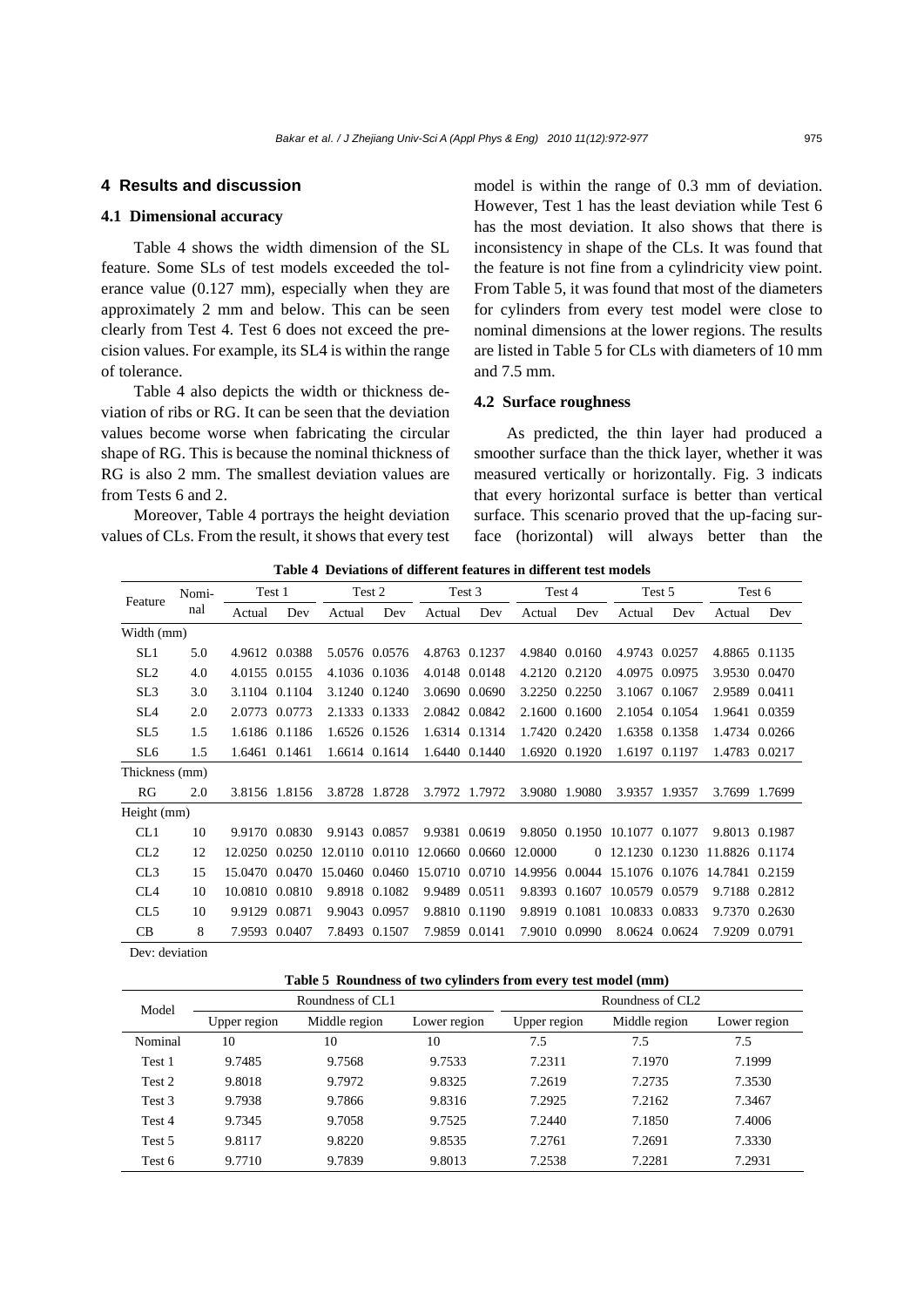## 4 Results and discussion

### 4.1 Dimensional accuracy

Table 4 shows the width dimension of the SL feature. Some SLs of test models exceeded the tolerance value (0.127 mm), especially when they are approximately 2 mm and below. This can be seen clearly from Test 4. Test 6 does not exceed the precision values. For example, its SL4 is within the range of tolerance.

Table 4 also depicts the width or thickness deviation of ribs or RG. It can be seen that the deviation values become worse when fabricating the circular shape of RG. This is because the nominal thickness of RG is also 2 mm. The smallest deviation values are from Tests 6 and 2.

Moreover, Table 4 portrays the height deviation values of CLs. From the result, it shows that every test model is within the range of 0.3 mm of deviation. However, Test 1 has the least deviation while Test 6 has the most deviation. It also shows that there is inconsistency in shape of the CLs. It was found that the feature is not fine from a cylindricity view point. From Table 5, it was found that most of the diameters for cylinders from every test model were close to nominal dimensions at the lower regions. The results are listed in Table 5 for CLs with diameters of 10 mm and 7.5 mm.

### 4.2 Surface roughness

As predicted, the thin layer had produced a smoother surface than the thick layer, whether it was measured vertically or horizontally. Fig. 3 indicats that every horizontal surface is better than vertical surface. This scenario proved that the up-facing surface (horizontal) will always better than the

**Table 4 Deviations of different features in different test models**

| Feature | Nominal | Test 1 | | Test 2 | | Test 3 | | Test 4 | | Test 5 | | Test 6 | |
|---|---|---|---|---|---|---|---|---|---|---|---|---|---|
| | | Actual | Dev | Actual | Dev | Actual | Dev | Actual | Dev | Actual | Dev | Actual | Dev |
| Width (mm) | | | | | | | | | | | | | |
| SL1 | 5.0 | 4.9612 | 0.0388 | 5.0576 | 0.0576 | 4.8763 | 0.1237 | 4.9840 | 0.0160 | 4.9743 | 0.0257 | 4.8865 | 0.1135 |
| SL2 | 4.0 | 4.0155 | 0.0155 | 4.1036 | 0.1036 | 4.0148 | 0.0148 | 4.2120 | 0.2120 | 4.0975 | 0.0975 | 3.9530 | 0.0470 |
| SL3 | 3.0 | 3.1104 | 0.1104 | 3.1240 | 0.1240 | 3.0690 | 0.0690 | 3.2250 | 0.2250 | 3.1067 | 0.1067 | 2.9589 | 0.0411 |
| SL4 | 2.0 | 2.0773 | 0.0773 | 2.1333 | 0.1333 | 2.0842 | 0.0842 | 2.1600 | 0.1600 | 2.1054 | 0.1054 | 1.9641 | 0.0359 |
| SL5 | 1.5 | 1.6186 | 0.1186 | 1.6526 | 0.1526 | 1.6314 | 0.1314 | 1.7420 | 0.2420 | 1.6358 | 0.1358 | 1.4734 | 0.0266 |
| SL6 | 1.5 | 1.6461 | 0.1461 | 1.6614 | 0.1614 | 1.6440 | 0.1440 | 1.6920 | 0.1920 | 1.6197 | 0.1197 | 1.4783 | 0.0217 |
| Thickness (mm) | | | | | | | | | | | | | |
| RG | 2.0 | 3.8156 | 1.8156 | 3.8728 | 1.8728 | 3.7972 | 1.7972 | 3.9080 | 1.9080 | 3.9357 | 1.9357 | 3.7699 | 1.7699 |
| Height (mm) | | | | | | | | | | | | | |
| CL1 | 10 | 9.9170 | 0.0830 | 9.9143 | 0.0857 | 9.9381 | 0.0619 | 9.8050 | 0.1950 | 10.1077 | 0.1077 | 9.8013 | 0.1987 |
| CL2 | 12 | 12.0250 | 0.0250 | 12.0110 | 0.0110 | 12.0660 | 0.0660 | 12.0000 | 0 | 12.1230 | 0.1230 | 11.8826 | 0.1174 |
| CL3 | 15 | 15.0470 | 0.0470 | 15.0460 | 0.0460 | 15.0710 | 0.0710 | 14.9956 | 0.0044 | 15.1076 | 0.1076 | 14.7841 | 0.2159 |
| CL4 | 10 | 10.0810 | 0.0810 | 9.8918 | 0.1082 | 9.9489 | 0.0511 | 9.8393 | 0.1607 | 10.0579 | 0.0579 | 9.7188 | 0.2812 |
| CL5 | 10 | 9.9129 | 0.0871 | 9.9043 | 0.0957 | 9.8810 | 0.1190 | 9.8919 | 0.1081 | 10.0833 | 0.0833 | 9.7370 | 0.2630 |
| CB | 8 | 7.9593 | 0.0407 | 7.8493 | 0.1507 | 7.9859 | 0.0141 | 7.9010 | 0.0990 | 8.0624 | 0.0624 | 7.9209 | 0.0791 |

Dev: deviation

**Table 5 Roundness of two cylinders from every test model (mm)**

| Model | Roundness of CL1 | | | Roundness of CL2 | | |
|---|---|---|---|---|---|---|
| | Upper region | Middle region | Lower region | Upper region | Middle region | Lower region |
| Nominal | 10 | 10 | 10 | 7.5 | 7.5 | 7.5 |
| Test 1 | 9.7485 | 9.7568 | 9.7533 | 7.2311 | 7.1970 | 7.1999 |
| Test 2 | 9.8018 | 9.7972 | 9.8325 | 7.2619 | 7.2735 | 7.3530 |
| Test 3 | 9.7938 | 9.7866 | 9.8316 | 7.2925 | 7.2162 | 7.3467 |
| Test 4 | 9.7345 | 9.7058 | 9.7525 | 7.2440 | 7.1850 | 7.4006 |
| Test 5 | 9.8117 | 9.8220 | 9.8535 | 7.2761 | 7.2691 | 7.3330 |
| Test 6 | 9.7710 | 9.7839 | 9.8013 | 7.2538 | 7.2281 | 7.2931 |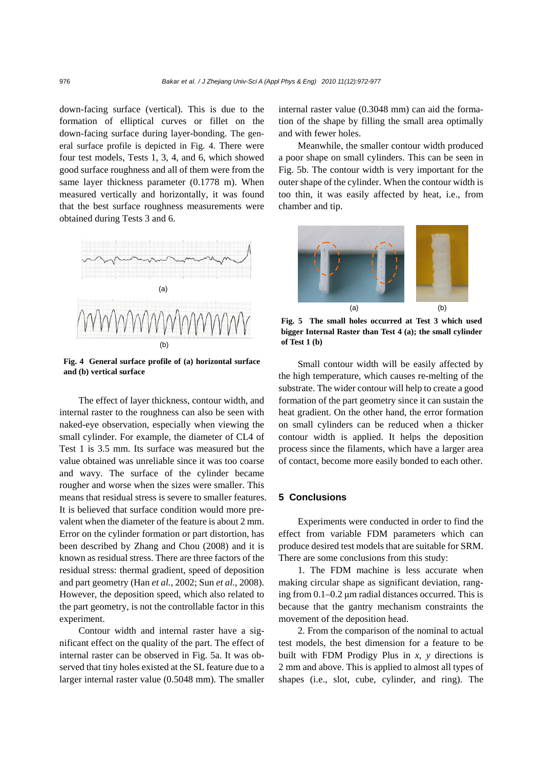down-facing surface (vertical). This is due to the formation of elliptical curves or fillet on the down-facing surface during layer-bonding. The general surface profile is depicted in Fig. 4. There were four test models, Tests 1, 3, 4, and 6, which showed good surface roughness and all of them were from the same layer thickness parameter (0.1778 m). When measured vertically and horizontally, it was found that the best surface roughness measurements were obtained during Tests 3 and 6.

**Fig. 4 General surface profile of (a) horizontal surface and (b) vertical surface**

The effect of layer thickness, contour width, and internal raster to the roughness can also be seen with naked-eye observation, especially when viewing the small cylinder. For example, the diameter of CL4 of Test 1 is 3.5 mm. Its surface was measured but the value obtained was unreliable since it was too coarse and wavy. The surface of the cylinder became rougher and worse when the sizes were smaller. This means that residual stress is severe to smaller features. It is believed that surface condition would more prevalent when the diameter of the feature is about 2 mm. Error on the cylinder formation or part distortion, has been described by Zhang and Chou (2008) and it is known as residual stress. There are three factors of the residual stress: thermal gradient, speed of deposition and part geometry (Han *et al.*, 2002; Sun *et al.*, 2008). However, the deposition speed, which also related to the part geometry, is not the controllable factor in this experiment.

Contour width and internal raster have a significant effect on the quality of the part. The effect of internal raster can be observed in Fig. 5a. It was observed that tiny holes existed at the SL feature due to a larger internal raster value (0.5048 mm). The smaller internal raster value (0.3048 mm) can aid the formation of the shape by filling the small area optimally and with fewer holes.

Meanwhile, the smaller contour width produced a poor shape on small cylinders. This can be seen in Fig. 5b. The contour width is very important for the outer shape of the cylinder. When the contour width is too thin, it was easily affected by heat, i.e., from chamber and tip.

**Fig. 5 The small holes occurred at Test 3 which used bigger Internal Raster than Test 4 (a); the small cylinder of Test 1 (b)**

Small contour width will be easily affected by the high temperature, which causes re-melting of the substrate. The wider contour will help to create a good formation of the part geometry since it can sustain the heat gradient. On the other hand, the error formation on small cylinders can be reduced when a thicker contour width is applied. It helps the deposition process since the filaments, which have a larger area of contact, become more easily bonded to each other.

## 5 Conclusions

Experiments were conducted in order to find the effect from variable FDM parameters which can produce desired test models that are suitable for SRM. There are some conclusions from this study:

1. The FDM machine is less accurate when making circular shape as significant deviation, ranging from 0.1–0.2 μm radial distances occurred. This is because that the gantry mechanism constraints the movement of the deposition head.

2. From the comparison of the nominal to actual test models, the best dimension for a feature to be built with FDM Prodigy Plus in *x*, *y* directions is 2 mm and above. This is applied to almost all types of shapes (i.e., slot, cube, cylinder, and ring). The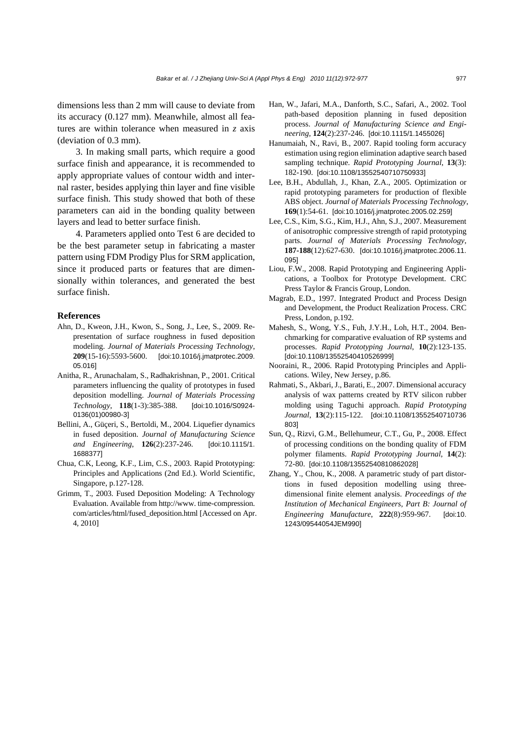dimensions less than 2 mm will cause to deviate from its accuracy (0.127 mm). Meanwhile, almost all features are within tolerance when measured in *z* axis (deviation of 0.3 mm).

3. In making small parts, which require a good surface finish and appearance, it is recommended to apply appropriate values of contour width and internal raster, besides applying thin layer and fine visible surface finish. This study showed that both of these parameters can aid in the bonding quality between layers and lead to better surface finish.

4. Parameters applied onto Test 6 are decided to be the best parameter setup in fabricating a master pattern using FDM Prodigy Plus for SRM application, since it produced parts or features that are dimensionally within tolerances, and generated the best surface finish.

## References

- Ahn, D., Kweon, J.H., Kwon, S., Song, J., Lee, S., 2009. Representation of surface roughness in fused deposition modeling. *Journal of Materials Processing Technology*, **209**(15-16):5593-5600. [doi:10.1016/j.jmatprotec.2009.05.016]
- Anitha, R., Arunachalam, S., Radhakrishnan, P., 2001. Critical parameters influencing the quality of prototypes in fused deposition modelling. *Journal of Materials Processing Technology*, **118**(1-3):385-388. [doi:10.1016/S0924-0136(01)00980-3]
- Bellini, A., Güçeri, S., Bertoldi, M., 2004. Liquefier dynamics in fused deposition. *Journal of Manufacturing Science and Engineering*, **126**(2):237-246. [doi:10.1115/1.1688377]
- Chua, C.K, Leong, K.F., Lim, C.S., 2003. Rapid Prototyping: Principles and Applications (2nd Ed.). World Scientific, Singapore, p.127-128.
- Grimm, T., 2003. Fused Deposition Modeling: A Technology Evaluation. Available from http://www. time-compression. com/articles/html/fused_deposition.html [Accessed on Apr. 4, 2010]
- Han, W., Jafari, M.A., Danforth, S.C., Safari, A., 2002. Tool path-based deposition planning in fused deposition process. *Journal of Manufacturing Science and Engineering*, **124**(2):237-246. [doi:10.1115/1.1455026]
- Hanumaiah, N., Ravi, B., 2007. Rapid tooling form accuracy estimation using region elimination adaptive search based sampling technique. *Rapid Prototyping Journal*, **13**(3): 182-190. [doi:10.1108/13552540710750933]
- Lee, B.H., Abdullah, J., Khan, Z.A., 2005. Optimization or rapid prototyping parameters for production of flexible ABS object. *Journal of Materials Processing Technology*, **169**(1):54-61. [doi:10.1016/j.jmatprotec.2005.02.259]
- Lee, C.S., Kim, S.G., Kim, H.J., Ahn, S.J., 2007. Measurement of anisotrophic compressive strength of rapid prototyping parts. *Journal of Materials Processing Technology*, **187-188**(12):627-630. [doi:10.1016/j.jmatprotec.2006.11.095]
- Liou, F.W., 2008. Rapid Prototyping and Engineering Applications, a Toolbox for Prototype Development. CRC Press Taylor & Francis Group, London.
- Magrab, E.D., 1997. Integrated Product and Process Design and Development, the Product Realization Process. CRC Press, London, p.192.
- Mahesh, S., Wong, Y.S., Fuh, J.Y.H., Loh, H.T., 2004. Benchmarking for comparative evaluation of RP systems and processes. *Rapid Prototyping Journal*, **10**(2):123-135. [doi:10.1108/13552540410526999]
- Nooraini, R., 2006. Rapid Prototyping Principles and Applications. Wiley, New Jersey, p.86.
- Rahmati, S., Akbari, J., Barati, E., 2007. Dimensional accuracy analysis of wax patterns created by RTV silicon rubber molding using Taguchi approach. *Rapid Prototyping Journal*, **13**(2):115-122. [doi:10.1108/13552540710736803]
- Sun, Q., Rizvi, G.M., Bellehumeur, C.T., Gu, P., 2008. Effect of processing conditions on the bonding quality of FDM polymer filaments. *Rapid Prototyping Journal*, **14**(2): 72-80. [doi:10.1108/13552540810862028]
- Zhang, Y., Chou, K., 2008. A parametric study of part distortions in fused deposition modelling using three-dimensional finite element analysis. *Proceedings of the Institution of Mechanical Engineers, Part B: Journal of Engineering Manufacture*, **222**(8):959-967. [doi:10.1243/09544054JEM990]